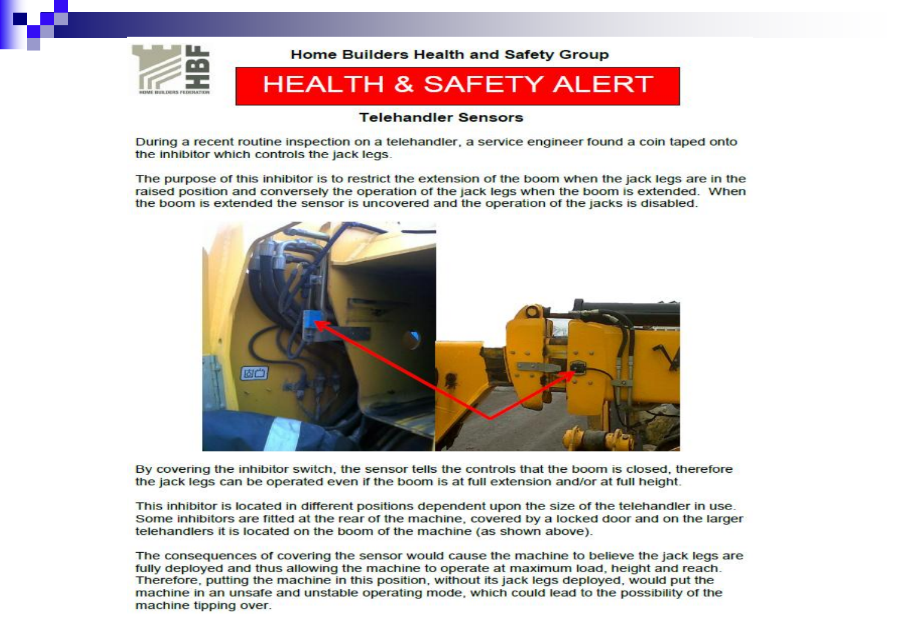Home Builders Health and Safety Group

# HEALTH & SAFETY ALERT

## Telehandler Sensors

During a recent routine inspection on a telehandler, a service engineer found a coin taped onto the inhibitor which controls the jack legs.

The purpose of this inhibitor is to restrict the extension of the boom when the jack legs are in the raised position and conversely the operation of the jack legs when the boom is extended. When the boom is extended the sensor is uncovered and the operation of the jacks is disabled.

By covering the inhibitor switch, the sensor tells the controls that the boom is closed, therefore the jack legs can be operated even if the boom is at full extension and/or at full height.

This inhibitor is located in different positions dependent upon the size of the telehandler in use. Some inhibitors are fitted at the rear of the machine, covered by a locked door and on the larger telehandlers it is located on the boom of the machine (as shown above).

The consequences of covering the sensor would cause the machine to believe the jack legs are fully deployed and thus allowing the machine to operate at maximum load, height and reach. Therefore, putting the machine in this position, without its jack legs deployed, would put the machine in an unsafe and unstable operating mode, which could lead to the possibility of the machine tipping over.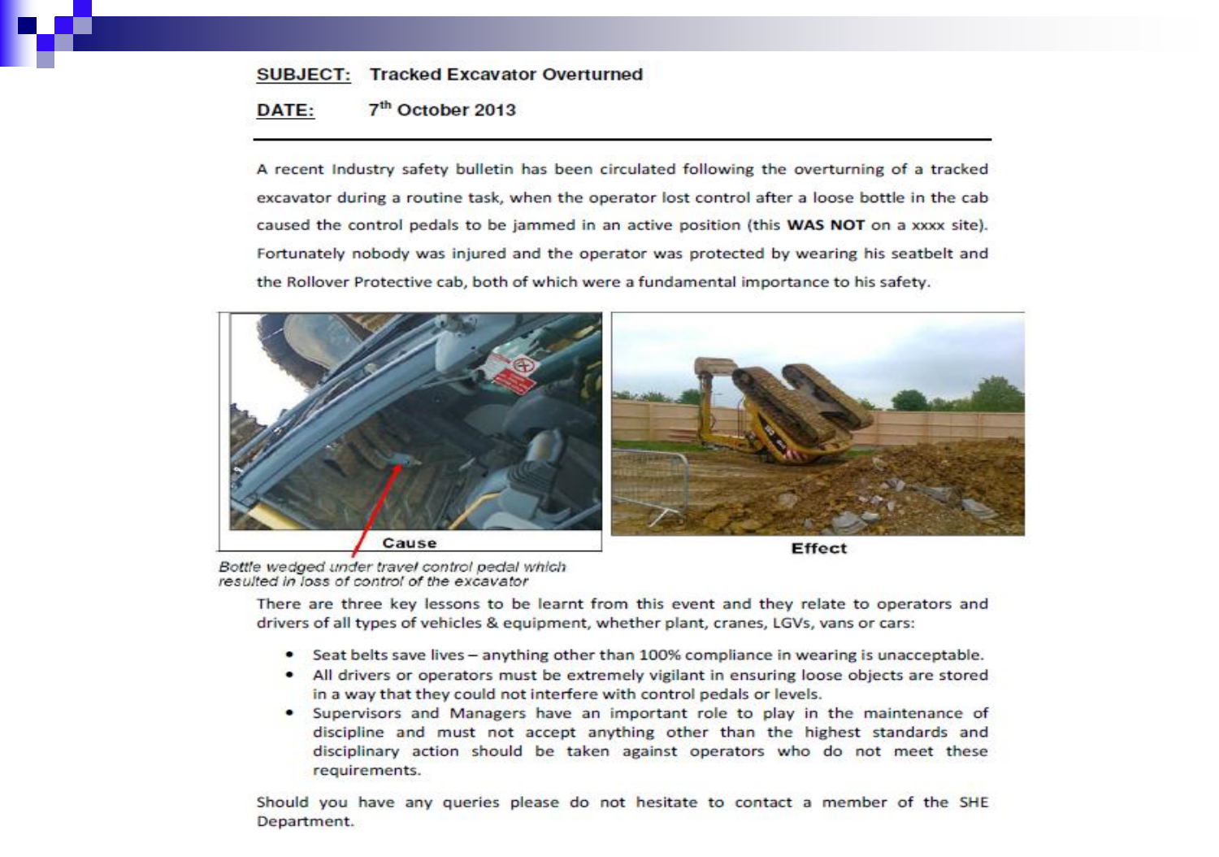**SUBJECT:** Tracked Excavator Overturned

**DATE:** 7th October 2013

---

A recent Industry safety bulletin has been circulated following the overturning of a tracked excavator during a routine task, when the operator lost control after a loose bottle in the cab caused the control pedals to be jammed in an active position (this **WAS NOT** on a xxxx site). Fortunately nobody was injured and the operator was protected by wearing his seatbelt and the Rollover Protective cab, both of which were a fundamental importance to his safety.

Cause

*Bottle wedged under travel control pedal which resulted in loss of control of the excavator*

Effect

There are three key lessons to be learnt from this event and they relate to operators and drivers of all types of vehicles & equipment, whether plant, cranes, LGVs, vans or cars:

- Seat belts save lives – anything other than 100% compliance in wearing is unacceptable.
- All drivers or operators must be extremely vigilant in ensuring loose objects are stored in a way that they could not interfere with control pedals or levels.
- Supervisors and Managers have an important role to play in the maintenance of discipline and must not accept anything other than the highest standards and disciplinary action should be taken against operators who do not meet these requirements.

Should you have any queries please do not hesitate to contact a member of the SHE Department.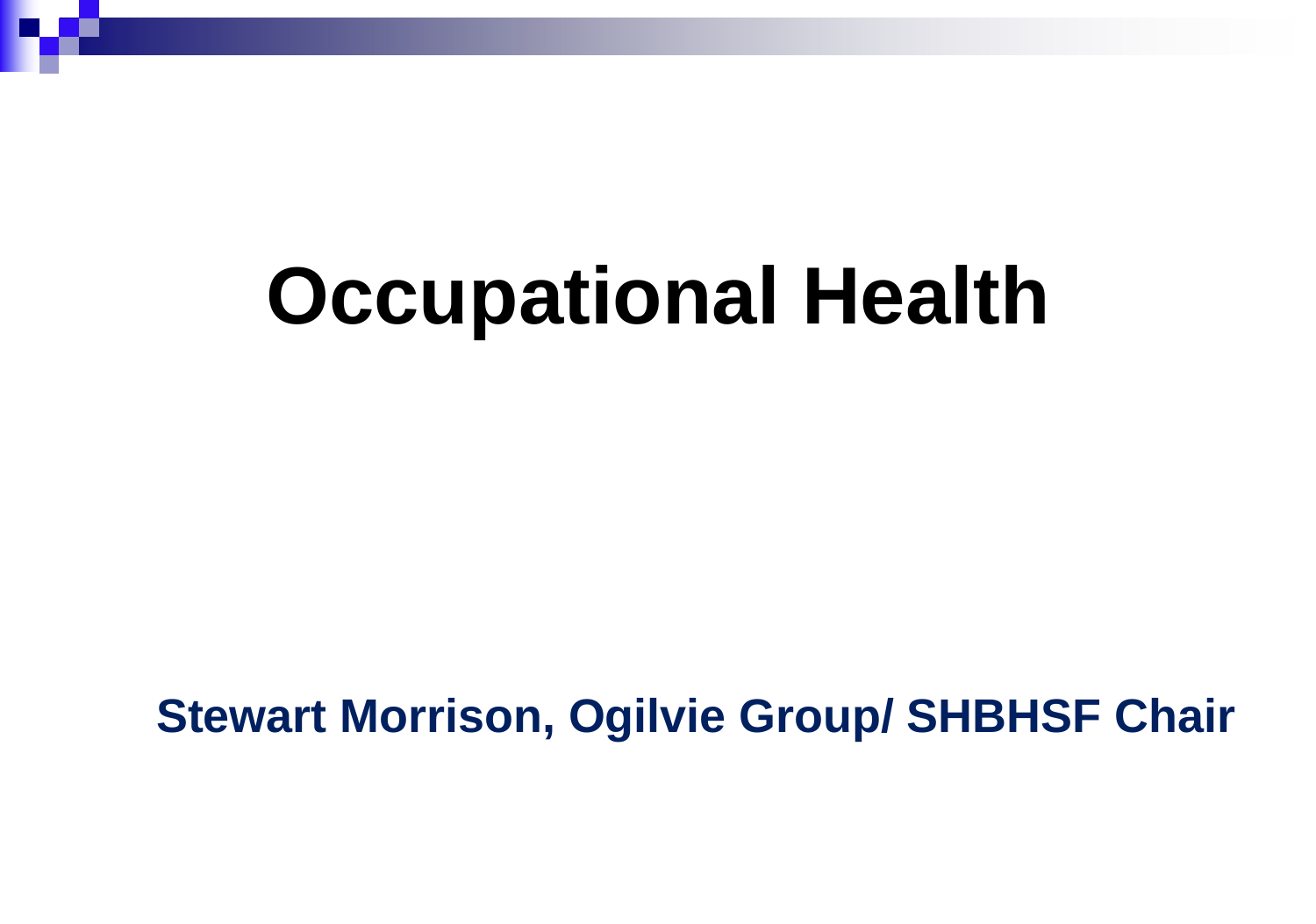# Occupational Health

**Stewart Morrison, Ogilvie Group/ SHBHSF Chair**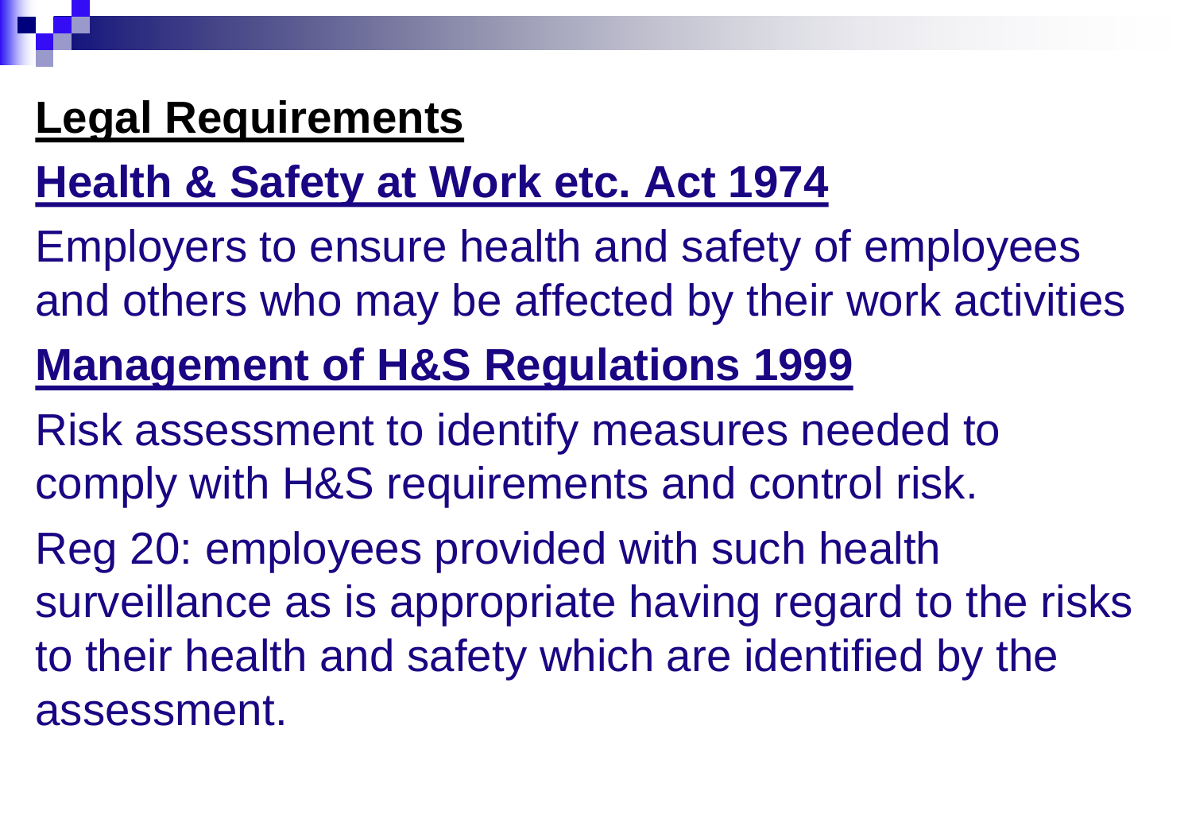## Legal Requirements

### Health & Safety at Work etc. Act 1974

Employers to ensure health and safety of employees and others who may be affected by their work activities

### Management of H&S Regulations 1999

Risk assessment to identify measures needed to comply with H&S requirements and control risk.

Reg 20: employees provided with such health surveillance as is appropriate having regard to the risks to their health and safety which are identified by the assessment.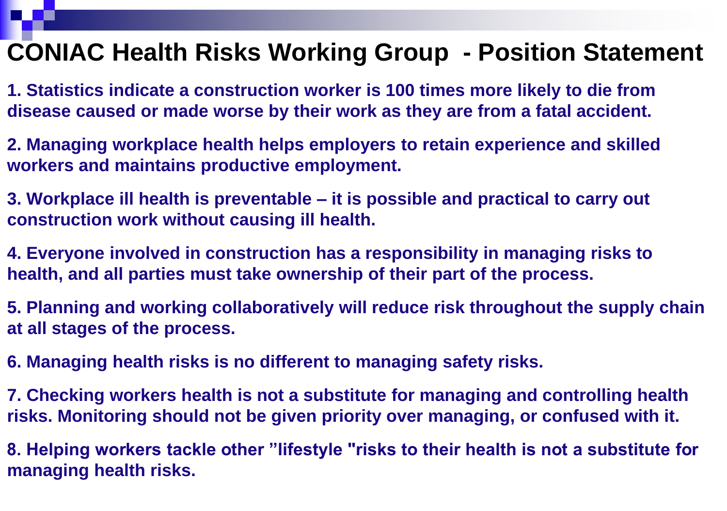# CONIAC Health Risks Working Group - Position Statement

**1. Statistics indicate a construction worker is 100 times more likely to die from disease caused or made worse by their work as they are from a fatal accident.**

**2. Managing workplace health helps employers to retain experience and skilled workers and maintains productive employment.**

**3. Workplace ill health is preventable – it is possible and practical to carry out construction work without causing ill health.**

**4. Everyone involved in construction has a responsibility in managing risks to health, and all parties must take ownership of their part of the process.**

**5. Planning and working collaboratively will reduce risk throughout the supply chain at all stages of the process.**

**6. Managing health risks is no different to managing safety risks.**

**7. Checking workers health is not a substitute for managing and controlling health risks. Monitoring should not be given priority over managing, or confused with it.**

**8. Helping workers tackle other ”lifestyle "risks to their health is not a substitute for managing health risks.**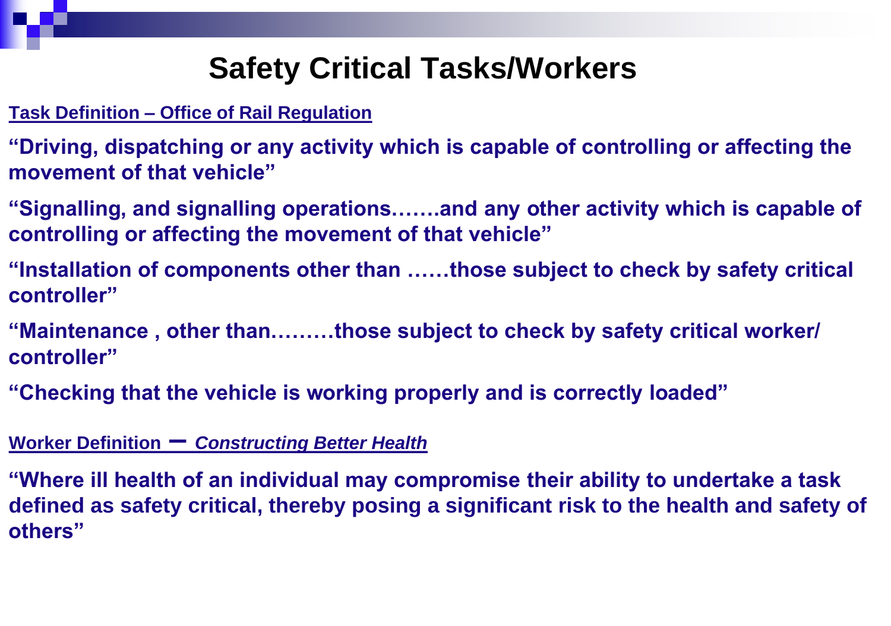# Safety Critical Tasks/Workers

**Task Definition – Office of Rail Regulation**

**"Driving, dispatching or any activity which is capable of controlling or affecting the movement of that vehicle"**

**"Signalling, and signalling operations…….and any other activity which is capable of controlling or affecting the movement of that vehicle"**

**"Installation of components other than ……those subject to check by safety critical controller"**

**"Maintenance , other than………those subject to check by safety critical worker/ controller"**

**"Checking that the vehicle is working properly and is correctly loaded"**

**Worker Definition – *Constructing Better Health***

**"Where ill health of an individual may compromise their ability to undertake a task defined as safety critical, thereby posing a significant risk to the health and safety of others"**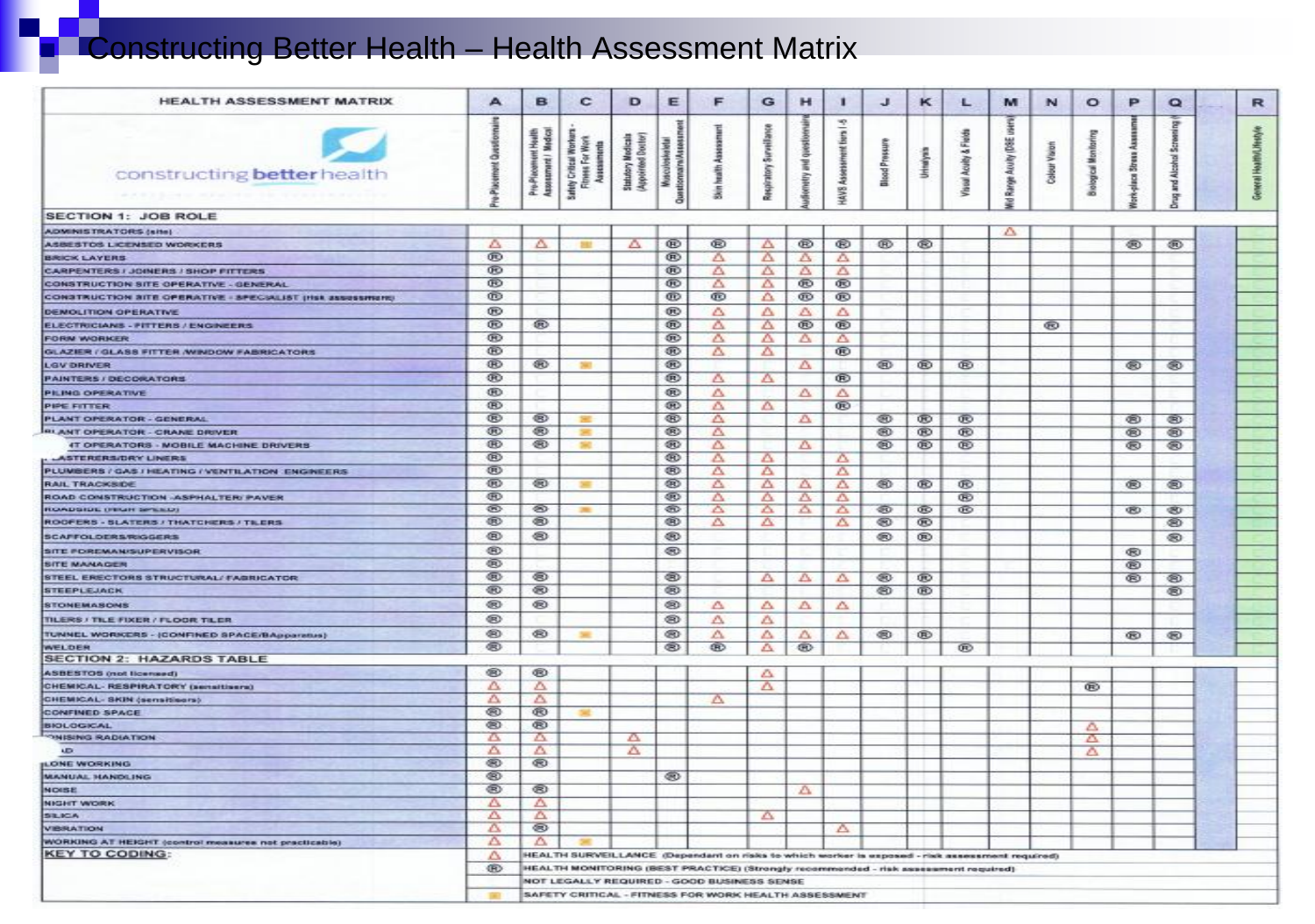# Constructing Better Health – Health Assessment Matrix

| HEALTH ASSESSMENT MATRIX | A | B | C | D | E | F | G | H | I | J | K | L | M | N | O | P | Q | R |
|---|---|---|---|---|---|---|---|---|---|---|---|---|---|---|---|---|---|---|
| constructing better health | Pre-Placement Questionnaire | Pre-Placement Health Assessment / Medical | Safety Critical Workers - Fitness For Work Assessments | Statutory Medicals (Appointed Doctor) | Musculoskeletal Questionnaire/Assessment | Skin health Assessment | Respiratory Surveillance | Audiometry and questionnaire | HAVS Assessment tiers 1-5 | Blood Pressure | Urinalysis | Visual Acuity & Fields | Mid Range Acuity (DSE users) | Colour Vision | Biological Monitoring | Work-place Stress Assessment | Drug and Alcohol Screening | General Health/Lifestyle |
| **SECTION 1: JOB ROLE** | | | | | | | | | | | | | | | | | | |
| ADMINISTRATORS (site) | | | | | | | | | | | | | △ | | | | | |
| ASBESTOS LICENSED WORKERS | △ | △ | ■ | △ | Ⓡ | Ⓡ | △ | Ⓡ | Ⓡ | Ⓡ | Ⓡ | | | | | Ⓡ | Ⓡ | |
| BRICK LAYERS | Ⓡ | | | | Ⓡ | △ | △ | △ | △ | | | | | | | | | |
| CARPENTERS / JOINERS / SHOP FITTERS | Ⓡ | | | | Ⓡ | △ | △ | △ | △ | | | | | | | | | |
| CONSTRUCTION SITE OPERATIVE - GENERAL | Ⓡ | | | | Ⓡ | △ | △ | Ⓡ | Ⓡ | | | | | | | | | |
| CONSTRUCTION SITE OPERATIVE - SPECIALIST (risk assessment) | Ⓡ | | | | Ⓡ | Ⓡ | △ | Ⓡ | Ⓡ | | | | | | | | | |
| DEMOLITION OPERATIVE | Ⓡ | | | | Ⓡ | △ | △ | △ | △ | | | | | | | | | |
| ELECTRICIANS - FITTERS / ENGINEERS | Ⓡ | Ⓡ | | | Ⓡ | △ | △ | Ⓡ | Ⓡ | | | | | Ⓡ | | | | |
| FORM WORKER | Ⓡ | | | | Ⓡ | △ | △ | △ | △ | | | | | | | | | |
| GLAZIER / GLASS FITTER /WINDOW FABRICATORS | Ⓡ | | | | Ⓡ | △ | △ | | Ⓡ | | | | | | | | | |
| LGV DRIVER | Ⓡ | Ⓡ | ■ | | Ⓡ | | | △ | | Ⓡ | Ⓡ | Ⓡ | | | | Ⓡ | Ⓡ | |
| PAINTERS / DECORATORS | Ⓡ | | | | Ⓡ | △ | △ | | Ⓡ | | | | | | | | | |
| PILING OPERATIVE | Ⓡ | | | | Ⓡ | △ | | △ | △ | | | | | | | | | |
| PIPE FITTER | Ⓡ | | | | Ⓡ | △ | △ | | Ⓡ | | | | | | | | | |
| PLANT OPERATOR - GENERAL | Ⓡ | Ⓡ | ■ | | Ⓡ | △ | | △ | | Ⓡ | Ⓡ | Ⓡ | | | | Ⓡ | Ⓡ | |
| PLANT OPERATOR - CRANE DRIVER | Ⓡ | Ⓡ | ■ | | Ⓡ | △ | | | | Ⓡ | Ⓡ | Ⓡ | | | | Ⓡ | Ⓡ | |
| PLANT OPERATORS - MOBILE MACHINE DRIVERS | Ⓡ | Ⓡ | ■ | | Ⓡ | △ | | △ | | Ⓡ | Ⓡ | Ⓡ | | | | Ⓡ | Ⓡ | |
| PLASTERERS/DRY LINERS | Ⓡ | | | | Ⓡ | △ | △ | | △ | | | | | | | | | |
| PLUMBERS / GAS / HEATING / VENTILATION ENGINEERS | Ⓡ | | | | Ⓡ | △ | △ | | △ | | | | | | | | | |
| RAIL TRACKSIDE | Ⓡ | Ⓡ | ■ | | Ⓡ | △ | △ | △ | △ | Ⓡ | Ⓡ | Ⓡ | | | | Ⓡ | Ⓡ | |
| ROAD CONSTRUCTION -ASPHALTER/ PAVER | Ⓡ | | | | Ⓡ | △ | △ | △ | △ | | | Ⓡ | | | | | | |
| ROADSIDE (HIGH SPEED) | Ⓡ | Ⓡ | ■ | | Ⓡ | △ | △ | △ | △ | Ⓡ | Ⓡ | Ⓡ | | | | Ⓡ | Ⓡ | |
| ROOFERS - SLATERS / THATCHERS / TILERS | Ⓡ | Ⓡ | | | Ⓡ | △ | △ | | △ | Ⓡ | Ⓡ | | | | | | Ⓡ | |
| SCAFFOLDERS/RIGGERS | Ⓡ | Ⓡ | | | Ⓡ | | | | | Ⓡ | Ⓡ | | | | | | Ⓡ | |
| SITE FOREMAN/SUPERVISOR | Ⓡ | | | | Ⓡ | | | | | | | | | | | Ⓡ | | |
| SITE MANAGER | Ⓡ | | | | | | | | | | | | | | | Ⓡ | | |
| STEEL ERECTORS STRUCTURAL/ FABRICATOR | Ⓡ | Ⓡ | | | Ⓡ | | △ | △ | △ | Ⓡ | Ⓡ | | | | | Ⓡ | Ⓡ | |
| STEEPLEJACK | Ⓡ | Ⓡ | | | Ⓡ | | | | | Ⓡ | Ⓡ | | | | | | Ⓡ | |
| STONEMASONS | Ⓡ | Ⓡ | | | Ⓡ | △ | △ | △ | △ | | | | | | | | | |
| TILERS / TILE FIXER / FLOOR TILER | Ⓡ | | | | Ⓡ | △ | △ | | | | | | | | | | | |
| TUNNEL WORKERS - (CONFINED SPACE/BApparatus) | Ⓡ | Ⓡ | ■ | | Ⓡ | △ | △ | △ | △ | Ⓡ | Ⓡ | | | | | Ⓡ | Ⓡ | |
| WELDER | Ⓡ | | | | Ⓡ | Ⓡ | △ | Ⓡ | | | | Ⓡ | | | | | | |
| **SECTION 2: HAZARDS TABLE** | | | | | | | | | | | | | | | | | | |
| ASBESTOS (not licensed) | Ⓡ | Ⓡ | | | | | △ | | | | | | | | | | | |
| CHEMICAL- RESPIRATORY (sensitisers) | △ | △ | | | | | △ | | | | | | | | Ⓡ | | | |
| CHEMICAL- SKIN (sensitisers) | △ | △ | | | | △ | | | | | | | | | | | | |
| CONFINED SPACE | Ⓡ | Ⓡ | ■ | | | | | | | | | | | | | | | |
| BIOLOGICAL | Ⓡ | Ⓡ | | | | | | | | | | | | | △ | | | |
| IONISING RADIATION | △ | △ | | △ | | | | | | | | | | | △ | | | |
| LEAD | △ | △ | | △ | | | | | | | | | | | △ | | | |
| LONE WORKING | Ⓡ | Ⓡ | | | | | | | | | | | | | | | | |
| MANUAL HANDLING | Ⓡ | | | | Ⓡ | | | | | | | | | | | | | |
| NOISE | Ⓡ | Ⓡ | | | | | | △ | | | | | | | | | | |
| NIGHT WORK | △ | △ | | | | | | | | | | | | | | | | |
| SILICA | △ | △ | | | | | △ | | | | | | | | | | | |
| VIBRATION | △ | Ⓡ | | | | | | | △ | | | | | | | | | |
| WORKING AT HEIGHT (control measures not practicable) | △ | △ | ■ | | | | | | | | | | | | | | | |

**KEY TO CODING:**

| Code | Meaning |
|---|---|
| △ | HEALTH SURVEILLANCE (Dependant on risks to which worker is exposed - risk assessment required) |
| Ⓡ | HEALTH MONITORING (BEST PRACTICE) (Strongly recommended - risk assessment required) |
| | NOT LEGALLY REQUIRED - GOOD BUSINESS SENSE |
| ■ | SAFETY CRITICAL - FITNESS FOR WORK HEALTH ASSESSMENT |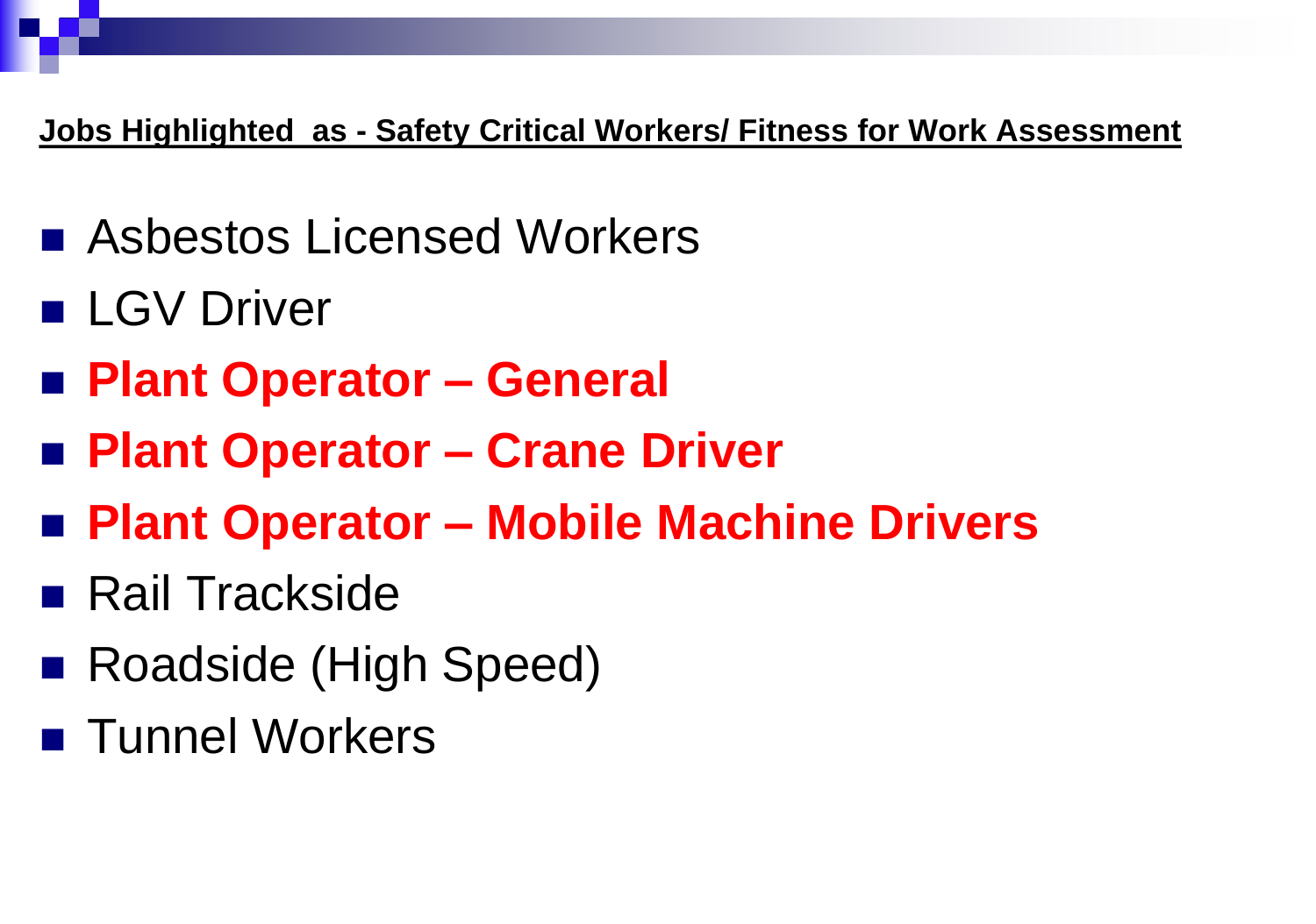**Jobs Highlighted as - Safety Critical Workers/ Fitness for Work Assessment**

- Asbestos Licensed Workers
- LGV Driver
- **Plant Operator – General**
- **Plant Operator – Crane Driver**
- **Plant Operator – Mobile Machine Drivers**
- Rail Trackside
- Roadside (High Speed)
- Tunnel Workers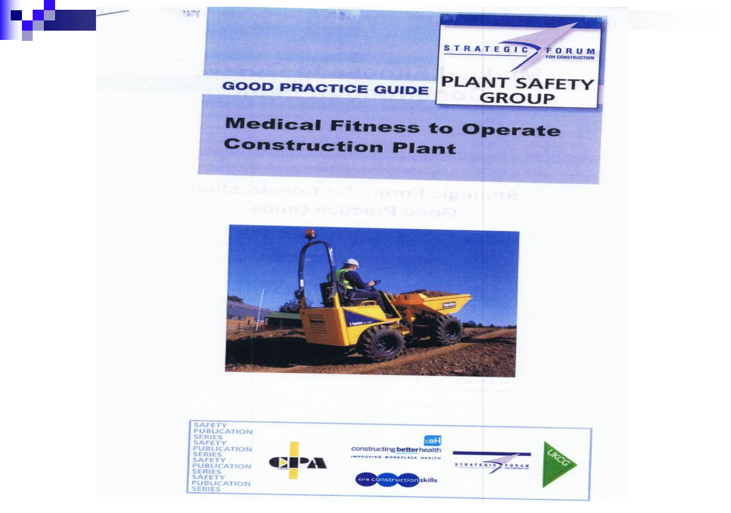# Medical Fitness to Operate Construction Plant

GOOD PRACTICE GUIDE

STRATEGIC FORUM FOR CONSTRUCTION

PLANT SAFETY GROUP

SAFETY PUBLICATION SERIES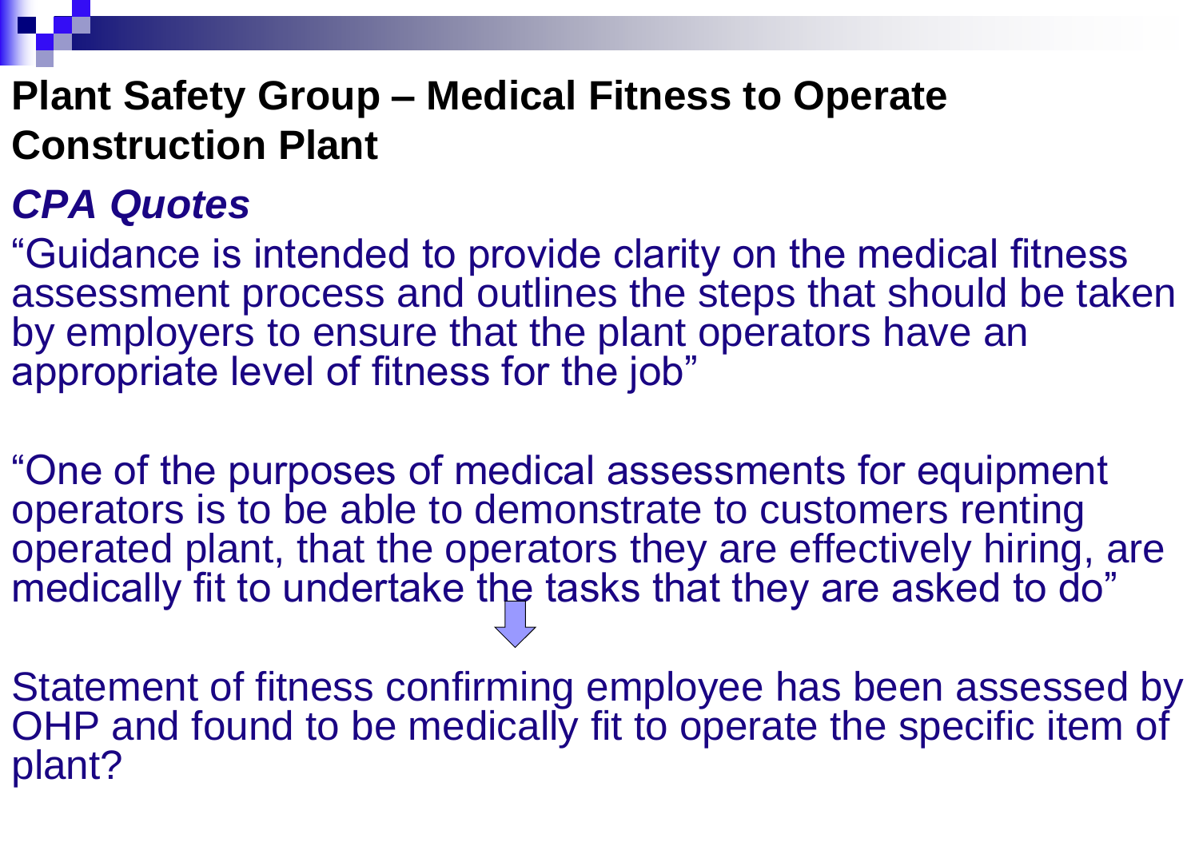# Plant Safety Group – Medical Fitness to Operate Construction Plant

## *CPA Quotes*

"Guidance is intended to provide clarity on the medical fitness assessment process and outlines the steps that should be taken by employers to ensure that the plant operators have an appropriate level of fitness for the job"

"One of the purposes of medical assessments for equipment operators is to be able to demonstrate to customers renting operated plant, that the operators they are effectively hiring, are medically fit to undertake the tasks that they are asked to do"

↓

Statement of fitness confirming employee has been assessed by OHP and found to be medically fit to operate the specific item of plant?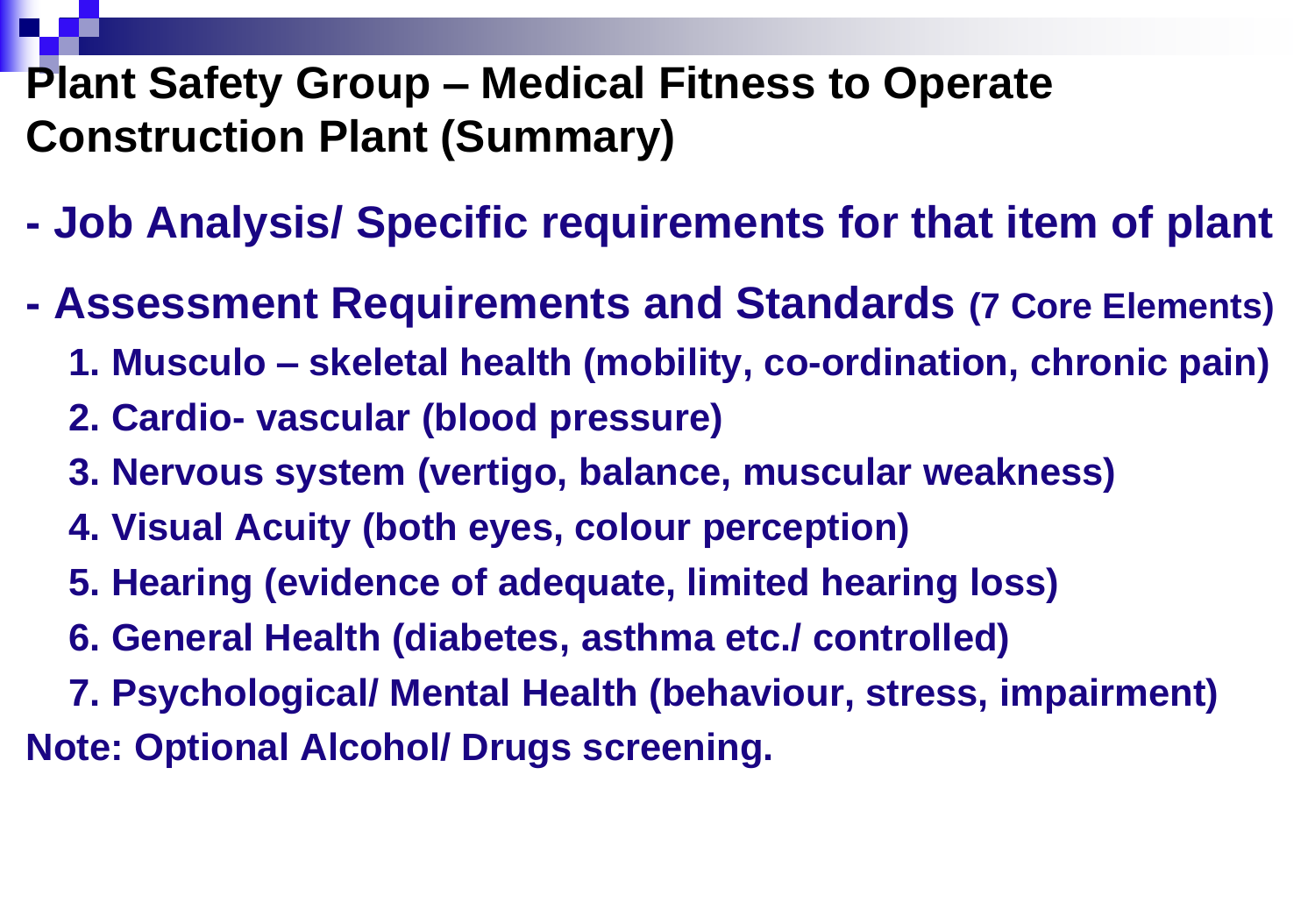# Plant Safety Group – Medical Fitness to Operate Construction Plant (Summary)

**- Job Analysis/ Specific requirements for that item of plant**

**- Assessment Requirements and Standards (7 Core Elements)**

1. **Musculo – skeletal health (mobility, co-ordination, chronic pain)**
2. **Cardio- vascular (blood pressure)**
3. **Nervous system (vertigo, balance, muscular weakness)**
4. **Visual Acuity (both eyes, colour perception)**
5. **Hearing (evidence of adequate, limited hearing loss)**
6. **General Health (diabetes, asthma etc./ controlled)**
7. **Psychological/ Mental Health (behaviour, stress, impairment)**

**Note: Optional Alcohol/ Drugs screening.**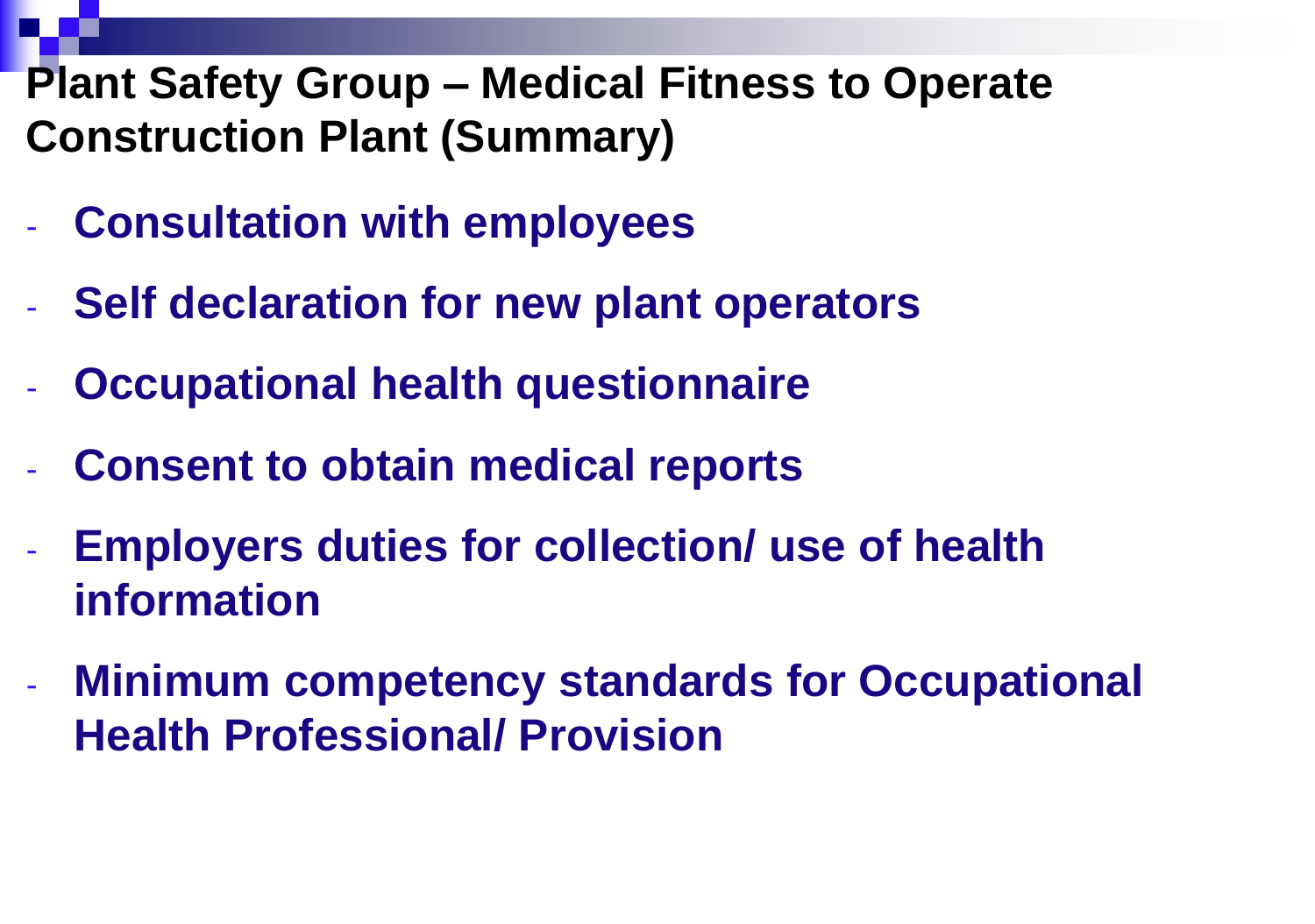## Plant Safety Group – Medical Fitness to Operate Construction Plant (Summary)

- **Consultation with employees**
- **Self declaration for new plant operators**
- **Occupational health questionnaire**
- **Consent to obtain medical reports**
- **Employers duties for collection/ use of health information**
- **Minimum competency standards for Occupational Health Professional/ Provision**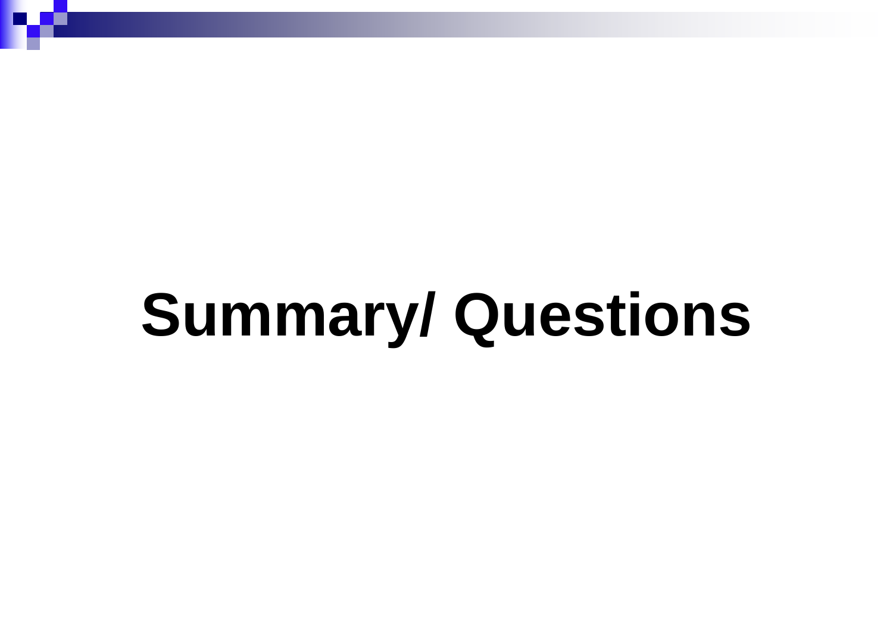# Summary/ Questions